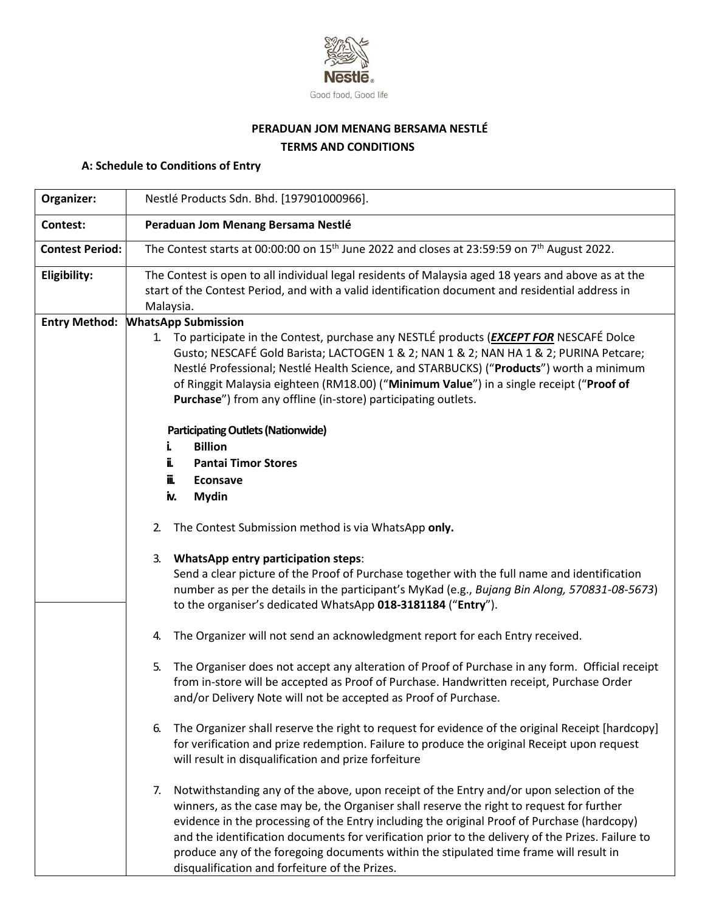Nestlé
Good food, Good life

# PERADUAN JOM MENANG BERSAMA NESTLÉ

## TERMS AND CONDITIONS

### A: Schedule to Conditions of Entry

| | |
|---|---|
| **Organizer:** | Nestlé Products Sdn. Bhd. [197901000966]. |
| **Contest:** | **Peraduan Jom Menang Bersama Nestlé** |
| **Contest Period:** | The Contest starts at 00:00:00 on 15th June 2022 and closes at 23:59:59 on 7th August 2022. |
| **Eligibility:** | The Contest is open to all individual legal residents of Malaysia aged 18 years and above as at the start of the Contest Period, and with a valid identification document and residential address in Malaysia. |
| **Entry Method:** | **WhatsApp Submission**<br>1. To participate in the Contest, purchase any NESTLÉ products (***EXCEPT FOR*** NESCAFÉ Dolce Gusto; NESCAFÉ Gold Barista; LACTOGEN 1 & 2; NAN 1 & 2; NAN HA 1 & 2; PURINA Petcare; Nestlé Professional; Nestlé Health Science, and STARBUCKS) ("**Products**") worth a minimum of Ringgit Malaysia eighteen (RM18.00) ("**Minimum Value**") in a single receipt ("**Proof of Purchase**") from any offline (in-store) participating outlets.<br><br>**Participating Outlets (Nationwide)**<br>i. **Billion**<br>ii. **Pantai Timor Stores**<br>iii. **Econsave**<br>iv. **Mydin**<br><br>2. The Contest Submission method is via WhatsApp **only.**<br><br>3. **WhatsApp entry participation steps**:<br>Send a clear picture of the Proof of Purchase together with the full name and identification number as per the details in the participant's MyKad (e.g., *Bujang Bin Along, 570831-08-5673*) to the organiser's dedicated WhatsApp **018-3181184** ("**Entry**").<br><br>4. The Organizer will not send an acknowledgment report for each Entry received.<br><br>5. The Organiser does not accept any alteration of Proof of Purchase in any form. Official receipt from in-store will be accepted as Proof of Purchase. Handwritten receipt, Purchase Order and/or Delivery Note will not be accepted as Proof of Purchase.<br><br>6. The Organizer shall reserve the right to request for evidence of the original Receipt [hardcopy] for verification and prize redemption. Failure to produce the original Receipt upon request will result in disqualification and prize forfeiture<br><br>7. Notwithstanding any of the above, upon receipt of the Entry and/or upon selection of the winners, as the case may be, the Organiser shall reserve the right to request for further evidence in the processing of the Entry including the original Proof of Purchase (hardcopy) and the identification documents for verification prior to the delivery of the Prizes. Failure to produce any of the foregoing documents within the stipulated time frame will result in disqualification and forfeiture of the Prizes. |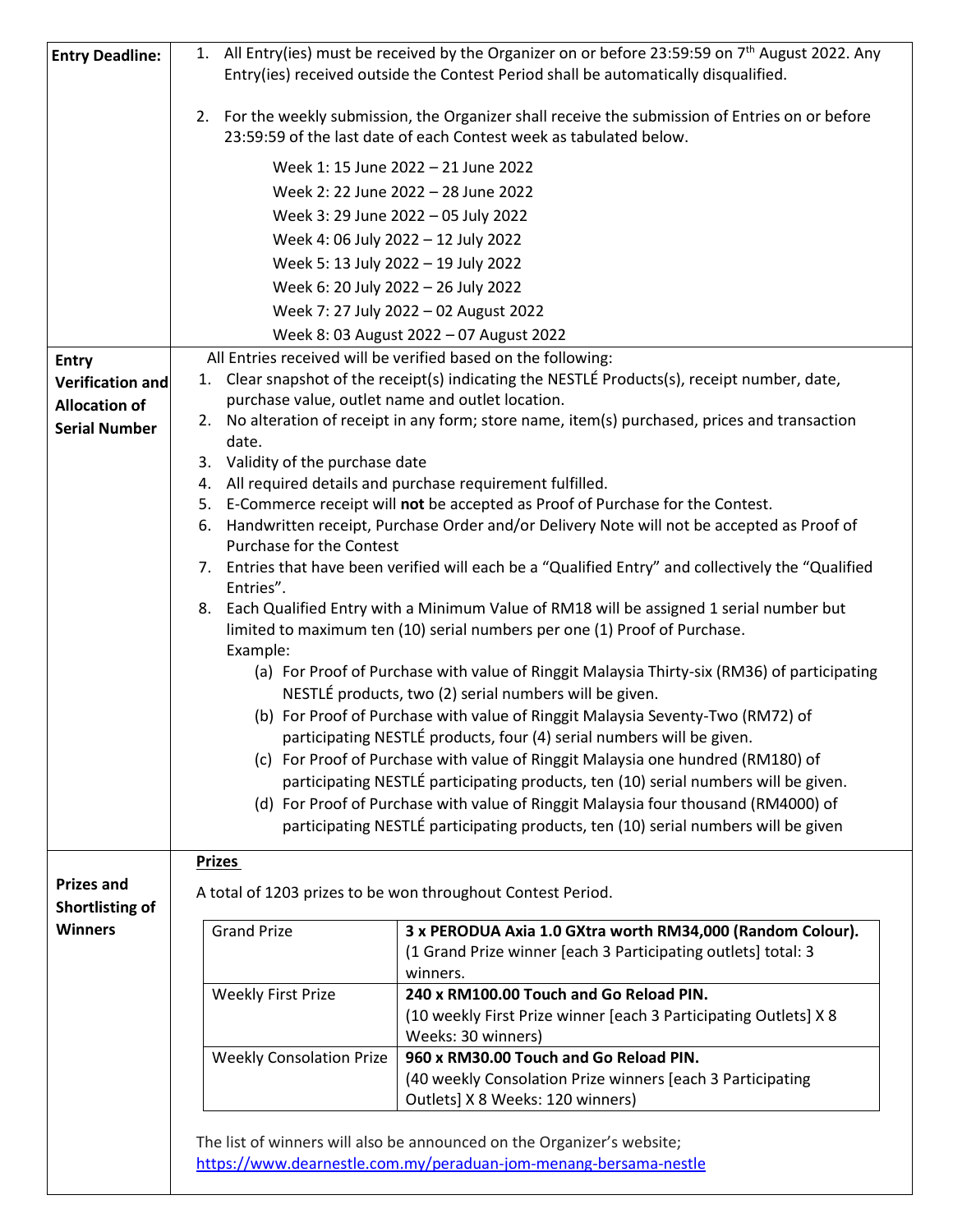| | |
|---|---|
| **Entry Deadline:** | 1. All Entry(ies) must be received by the Organizer on or before 23:59:59 on 7th August 2022. Any Entry(ies) received outside the Contest Period shall be automatically disqualified.<br><br>2. For the weekly submission, the Organizer shall receive the submission of Entries on or before 23:59:59 of the last date of each Contest week as tabulated below.<br><br>Week 1: 15 June 2022 – 21 June 2022<br>Week 2: 22 June 2022 – 28 June 2022<br>Week 3: 29 June 2022 – 05 July 2022<br>Week 4: 06 July 2022 – 12 July 2022<br>Week 5: 13 July 2022 – 19 July 2022<br>Week 6: 20 July 2022 – 26 July 2022<br>Week 7: 27 July 2022 – 02 August 2022<br>Week 8: 03 August 2022 – 07 August 2022 |
| **Entry Verification and Allocation of Serial Number** | All Entries received will be verified based on the following:<br>1. Clear snapshot of the receipt(s) indicating the NESTLÉ Products(s), receipt number, date, purchase value, outlet name and outlet location.<br>2. No alteration of receipt in any form; store name, item(s) purchased, prices and transaction date.<br>3. Validity of the purchase date<br>4. All required details and purchase requirement fulfilled.<br>5. E-Commerce receipt will **not** be accepted as Proof of Purchase for the Contest.<br>6. Handwritten receipt, Purchase Order and/or Delivery Note will not be accepted as Proof of Purchase for the Contest<br>7. Entries that have been verified will each be a "Qualified Entry" and collectively the "Qualified Entries".<br>8. Each Qualified Entry with a Minimum Value of RM18 will be assigned 1 serial number but limited to maximum ten (10) serial numbers per one (1) Proof of Purchase.<br>Example:<br>(a) For Proof of Purchase with value of Ringgit Malaysia Thirty-six (RM36) of participating NESTLÉ products, two (2) serial numbers will be given.<br>(b) For Proof of Purchase with value of Ringgit Malaysia Seventy-Two (RM72) of participating NESTLÉ products, four (4) serial numbers will be given.<br>(c) For Proof of Purchase with value of Ringgit Malaysia one hundred (RM180) of participating NESTLÉ participating products, ten (10) serial numbers will be given.<br>(d) For Proof of Purchase with value of Ringgit Malaysia four thousand (RM4000) of participating NESTLÉ participating products, ten (10) serial numbers will be given |
| **Prizes and Shortlisting of Winners** | **Prizes**<br><br>A total of 1203 prizes to be won throughout Contest Period.<br><br>The list of winners will also be announced on the Organizer's website; https://www.dearnestle.com.my/peraduan-jom-menang-bersama-nestle |

| | |
|---|---|
| Grand Prize | **3 x PERODUA Axia 1.0 GXtra worth RM34,000 (Random Colour).** (1 Grand Prize winner [each 3 Participating outlets] total: 3 winners. |
| Weekly First Prize | **240 x RM100.00 Touch and Go Reload PIN.** (10 weekly First Prize winner [each 3 Participating Outlets] X 8 Weeks: 30 winners) |
| Weekly Consolation Prize | **960 x RM30.00 Touch and Go Reload PIN.** (40 weekly Consolation Prize winners [each 3 Participating Outlets] X 8 Weeks: 120 winners) |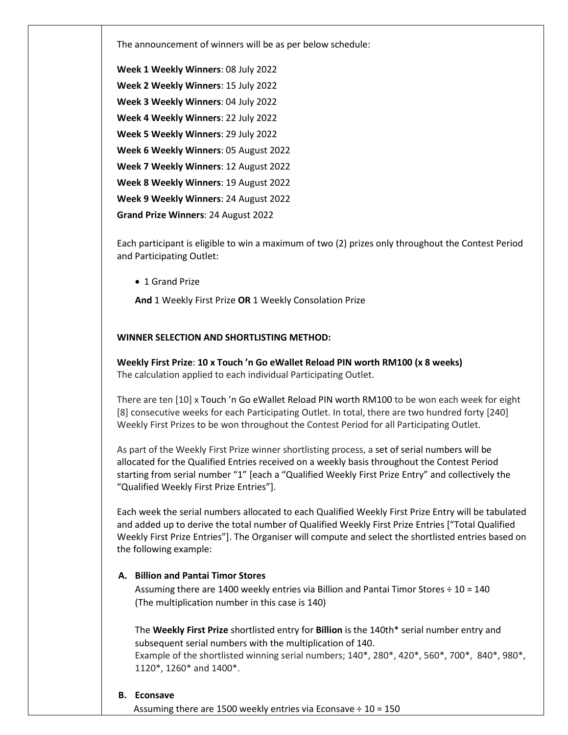The announcement of winners will be as per below schedule:

**Week 1 Weekly Winners**: 08 July 2022
**Week 2 Weekly Winners**: 15 July 2022
**Week 3 Weekly Winners**: 04 July 2022
**Week 4 Weekly Winners**: 22 July 2022
**Week 5 Weekly Winners**: 29 July 2022
**Week 6 Weekly Winners**: 05 August 2022
**Week 7 Weekly Winners**: 12 August 2022
**Week 8 Weekly Winners**: 19 August 2022
**Week 9 Weekly Winners**: 24 August 2022
**Grand Prize Winners**: 24 August 2022

Each participant is eligible to win a maximum of two (2) prizes only throughout the Contest Period and Participating Outlet:

- 1 Grand Prize

**And** 1 Weekly First Prize **OR** 1 Weekly Consolation Prize

**WINNER SELECTION AND SHORTLISTING METHOD:**

**Weekly First Prize**: **10 x Touch 'n Go eWallet Reload PIN worth RM100 (x 8 weeks)**
The calculation applied to each individual Participating Outlet.

There are ten [10] x Touch 'n Go eWallet Reload PIN worth RM100 to be won each week for eight [8] consecutive weeks for each Participating Outlet. In total, there are two hundred forty [240] Weekly First Prizes to be won throughout the Contest Period for all Participating Outlet.

As part of the Weekly First Prize winner shortlisting process, a set of serial numbers will be allocated for the Qualified Entries received on a weekly basis throughout the Contest Period starting from serial number "1" [each a "Qualified Weekly First Prize Entry" and collectively the "Qualified Weekly First Prize Entries"].

Each week the serial numbers allocated to each Qualified Weekly First Prize Entry will be tabulated and added up to derive the total number of Qualified Weekly First Prize Entries ["Total Qualified Weekly First Prize Entries"]. The Organiser will compute and select the shortlisted entries based on the following example:

**A. Billion and Pantai Timor Stores**

Assuming there are 1400 weekly entries via Billion and Pantai Timor Stores ÷ 10 = 140
(The multiplication number in this case is 140)

The **Weekly First Prize** shortlisted entry for **Billion** is the 140th* serial number entry and subsequent serial numbers with the multiplication of 140.
Example of the shortlisted winning serial numbers; 140*, 280*, 420*, 560*, 700*, 840*, 980*, 1120*, 1260* and 1400*.

**B. Econsave**

Assuming there are 1500 weekly entries via Econsave ÷ 10 = 150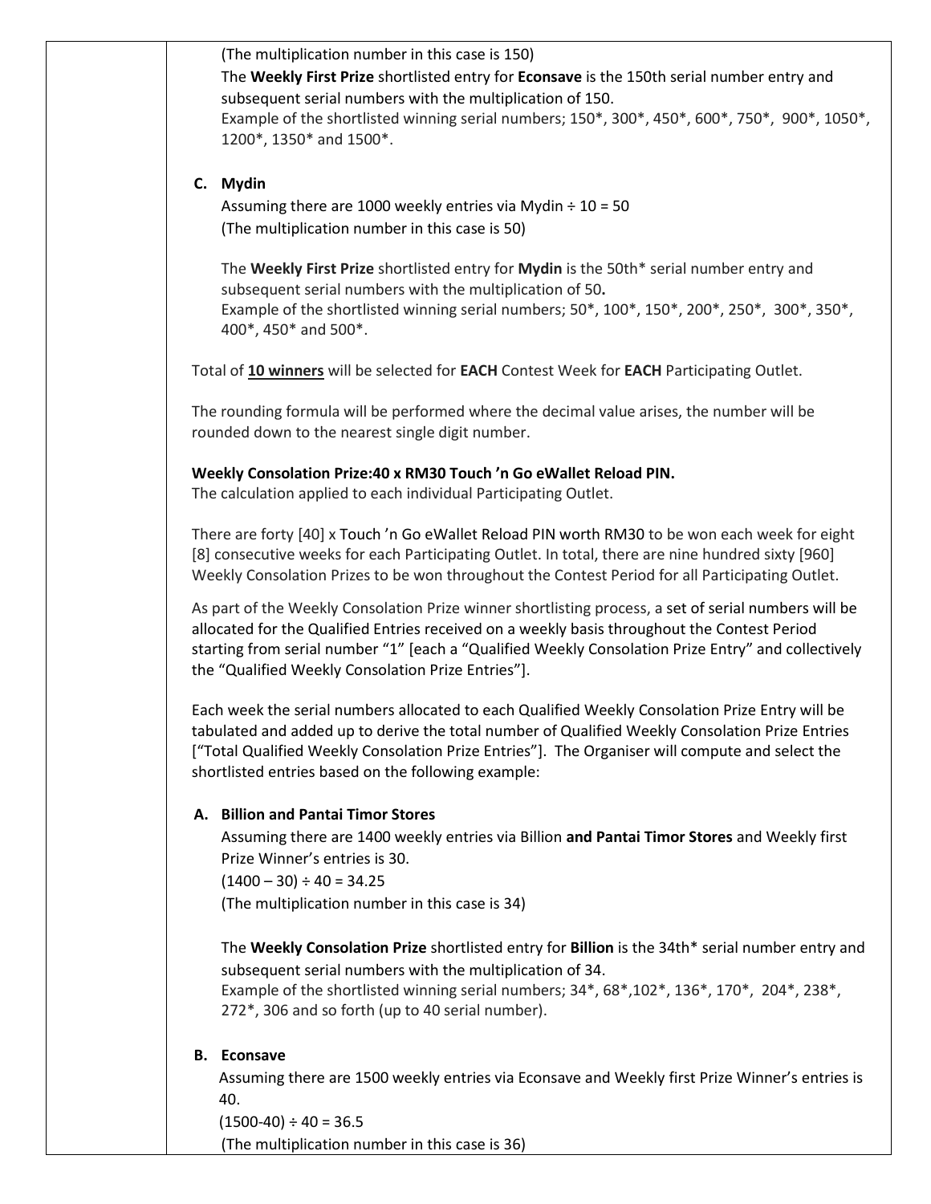(The multiplication number in this case is 150)

The **Weekly First Prize** shortlisted entry for **Econsave** is the 150th serial number entry and subsequent serial numbers with the multiplication of 150.

Example of the shortlisted winning serial numbers; 150*, 300*, 450*, 600*, 750*, 900*, 1050*, 1200*, 1350* and 1500*.

**C. Mydin**

Assuming there are 1000 weekly entries via Mydin ÷ 10 = 50
(The multiplication number in this case is 50)

The **Weekly First Prize** shortlisted entry for **Mydin** is the 50th* serial number entry and subsequent serial numbers with the multiplication of 50**.**

Example of the shortlisted winning serial numbers; 50*, 100*, 150*, 200*, 250*, 300*, 350*, 400*, 450* and 500*.

Total of **10 winners** will be selected for **EACH** Contest Week for **EACH** Participating Outlet.

The rounding formula will be performed where the decimal value arises, the number will be rounded down to the nearest single digit number.

**Weekly Consolation Prize:40 x RM30 Touch 'n Go eWallet Reload PIN.**

The calculation applied to each individual Participating Outlet.

There are forty [40] x Touch 'n Go eWallet Reload PIN worth RM30 to be won each week for eight [8] consecutive weeks for each Participating Outlet. In total, there are nine hundred sixty [960] Weekly Consolation Prizes to be won throughout the Contest Period for all Participating Outlet.

As part of the Weekly Consolation Prize winner shortlisting process, a set of serial numbers will be allocated for the Qualified Entries received on a weekly basis throughout the Contest Period starting from serial number "1" [each a "Qualified Weekly Consolation Prize Entry" and collectively the "Qualified Weekly Consolation Prize Entries"].

Each week the serial numbers allocated to each Qualified Weekly Consolation Prize Entry will be tabulated and added up to derive the total number of Qualified Weekly Consolation Prize Entries ["Total Qualified Weekly Consolation Prize Entries"]. The Organiser will compute and select the shortlisted entries based on the following example:

**A. Billion and Pantai Timor Stores**

Assuming there are 1400 weekly entries via Billion **and Pantai Timor Stores** and Weekly first Prize Winner's entries is 30.

(1400 – 30) ÷ 40 = 34.25

(The multiplication number in this case is 34)

The **Weekly Consolation Prize** shortlisted entry for **Billion** is the 34th* serial number entry and subsequent serial numbers with the multiplication of 34.

Example of the shortlisted winning serial numbers; 34*, 68*,102*, 136*, 170*, 204*, 238*, 272*, 306 and so forth (up to 40 serial number).

**B. Econsave**

Assuming there are 1500 weekly entries via Econsave and Weekly first Prize Winner's entries is 40.

(1500-40) ÷ 40 = 36.5

(The multiplication number in this case is 36)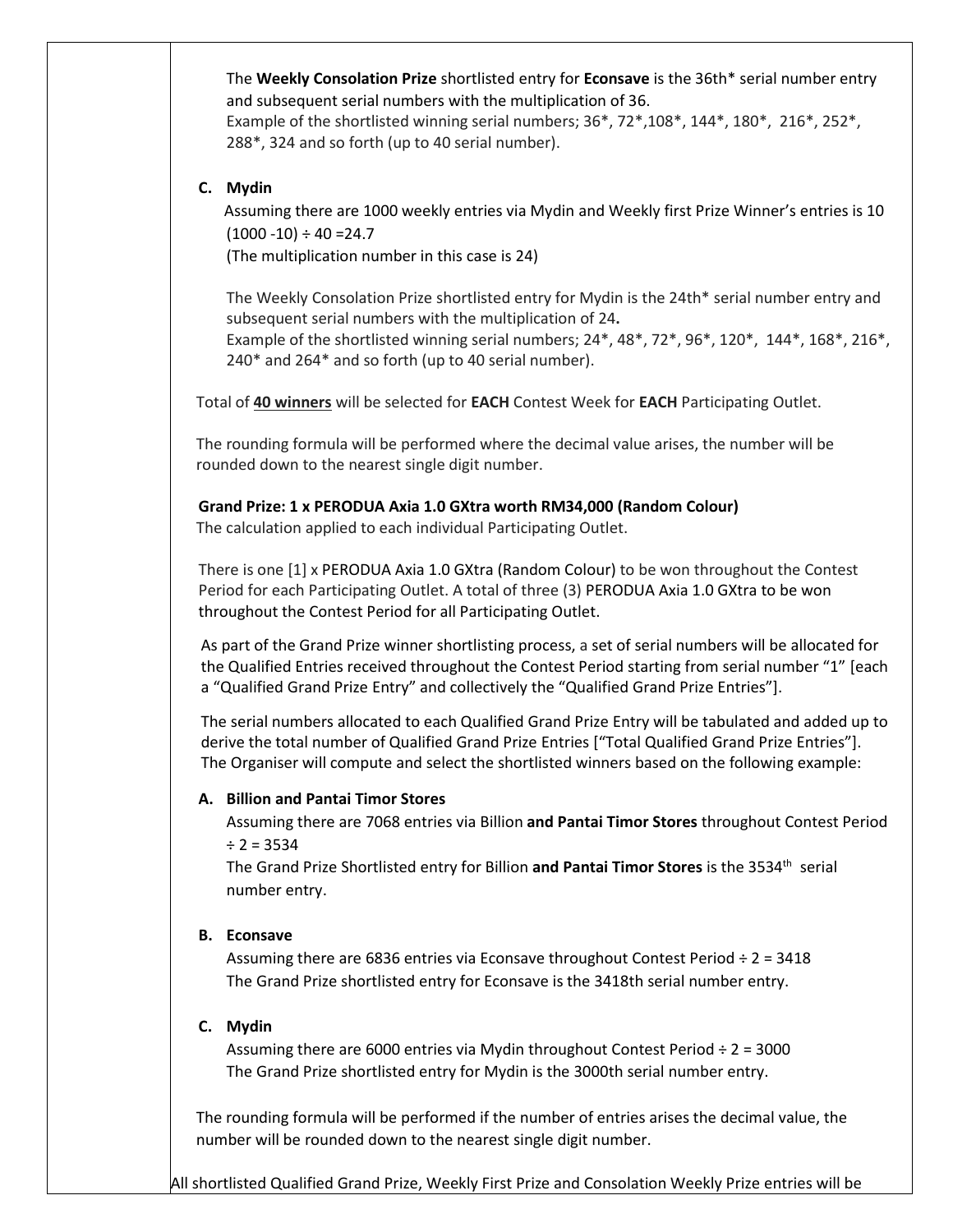The **Weekly Consolation Prize** shortlisted entry for **Econsave** is the 36th* serial number entry and subsequent serial numbers with the multiplication of 36.
Example of the shortlisted winning serial numbers; 36*, 72*,108*, 144*, 180*, 216*, 252*, 288*, 324 and so forth (up to 40 serial number).

**C. Mydin**
Assuming there are 1000 weekly entries via Mydin and Weekly first Prize Winner's entries is 10
(1000 -10) ÷ 40 =24.7
(The multiplication number in this case is 24)

The Weekly Consolation Prize shortlisted entry for Mydin is the 24th* serial number entry and subsequent serial numbers with the multiplication of 24**.**
Example of the shortlisted winning serial numbers; 24*, 48*, 72*, 96*, 120*, 144*, 168*, 216*, 240* and 264* and so forth (up to 40 serial number).

Total of **40 winners** will be selected for **EACH** Contest Week for **EACH** Participating Outlet.

The rounding formula will be performed where the decimal value arises, the number will be rounded down to the nearest single digit number.

**Grand Prize: 1 x PERODUA Axia 1.0 GXtra worth RM34,000 (Random Colour)**
The calculation applied to each individual Participating Outlet.

There is one [1] x PERODUA Axia 1.0 GXtra (Random Colour) to be won throughout the Contest Period for each Participating Outlet. A total of three (3) PERODUA Axia 1.0 GXtra to be won throughout the Contest Period for all Participating Outlet.

As part of the Grand Prize winner shortlisting process, a set of serial numbers will be allocated for the Qualified Entries received throughout the Contest Period starting from serial number "1" [each a "Qualified Grand Prize Entry" and collectively the "Qualified Grand Prize Entries"].

The serial numbers allocated to each Qualified Grand Prize Entry will be tabulated and added up to derive the total number of Qualified Grand Prize Entries ["Total Qualified Grand Prize Entries"]. The Organiser will compute and select the shortlisted winners based on the following example:

**A. Billion and Pantai Timor Stores**
Assuming there are 7068 entries via Billion **and Pantai Timor Stores** throughout Contest Period ÷ 2 = 3534
The Grand Prize Shortlisted entry for Billion **and Pantai Timor Stores** is the 3534th serial number entry.

**B. Econsave**
Assuming there are 6836 entries via Econsave throughout Contest Period ÷ 2 = 3418
The Grand Prize shortlisted entry for Econsave is the 3418th serial number entry.

**C. Mydin**
Assuming there are 6000 entries via Mydin throughout Contest Period ÷ 2 = 3000
The Grand Prize shortlisted entry for Mydin is the 3000th serial number entry.

The rounding formula will be performed if the number of entries arises the decimal value, the number will be rounded down to the nearest single digit number.

All shortlisted Qualified Grand Prize, Weekly First Prize and Consolation Weekly Prize entries will be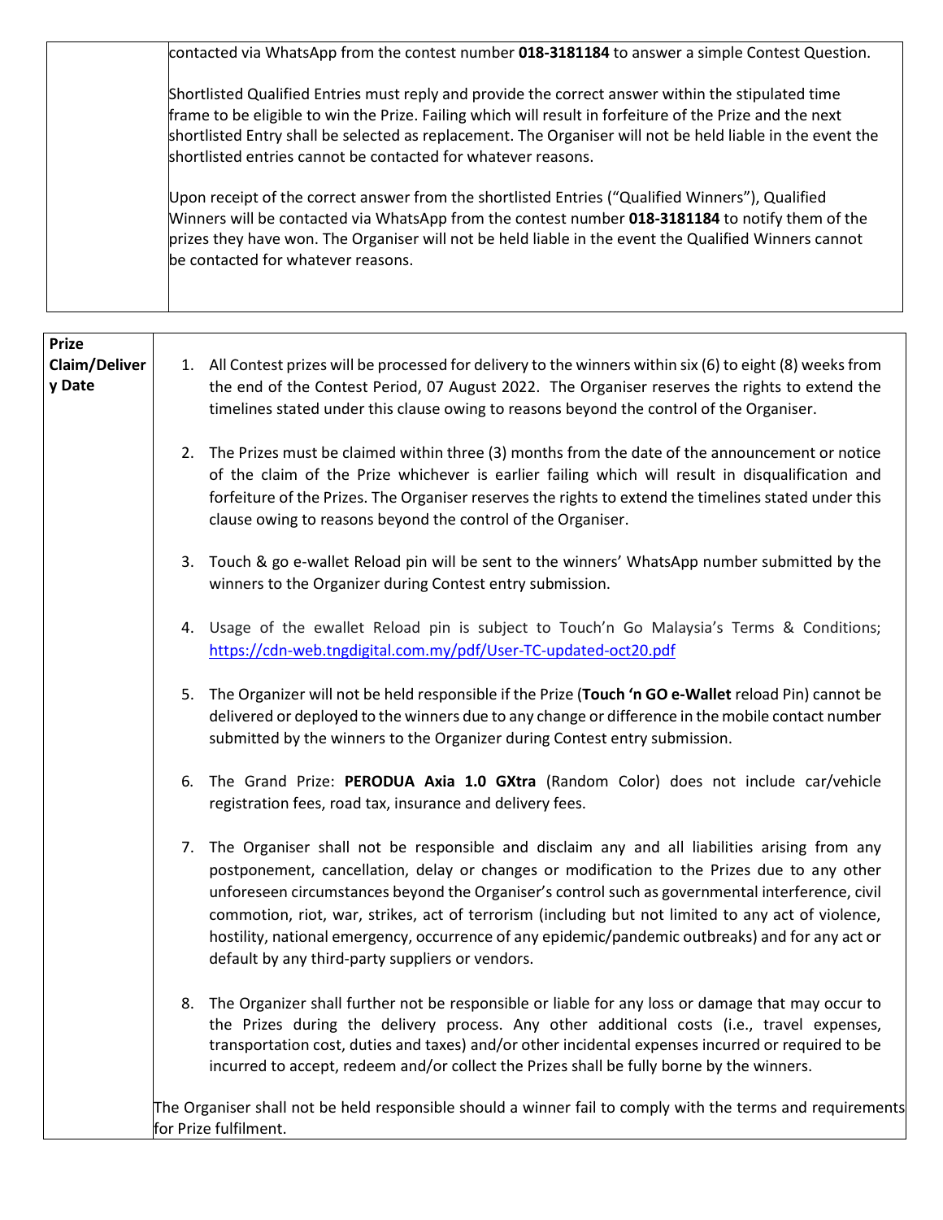| | |
|---|---|
| | contacted via WhatsApp from the contest number **018-3181184** to answer a simple Contest Question.<br><br>Shortlisted Qualified Entries must reply and provide the correct answer within the stipulated time frame to be eligible to win the Prize. Failing which will result in forfeiture of the Prize and the next shortlisted Entry shall be selected as replacement. The Organiser will not be held liable in the event the shortlisted entries cannot be contacted for whatever reasons.<br><br>Upon receipt of the correct answer from the shortlisted Entries ("Qualified Winners"), Qualified Winners will be contacted via WhatsApp from the contest number **018-3181184** to notify them of the prizes they have won. The Organiser will not be held liable in the event the Qualified Winners cannot be contacted for whatever reasons. |

| | |
|---|---|
| **Prize Claim/Delivery Date** | 1. All Contest prizes will be processed for delivery to the winners within six (6) to eight (8) weeks from the end of the Contest Period, 07 August 2022. The Organiser reserves the rights to extend the timelines stated under this clause owing to reasons beyond the control of the Organiser.<br><br>2. The Prizes must be claimed within three (3) months from the date of the announcement or notice of the claim of the Prize whichever is earlier failing which will result in disqualification and forfeiture of the Prizes. The Organiser reserves the rights to extend the timelines stated under this clause owing to reasons beyond the control of the Organiser.<br><br>3. Touch & go e-wallet Reload pin will be sent to the winners' WhatsApp number submitted by the winners to the Organizer during Contest entry submission.<br><br>4. Usage of the ewallet Reload pin is subject to Touch'n Go Malaysia's Terms & Conditions; https://cdn-web.tngdigital.com.my/pdf/User-TC-updated-oct20.pdf<br><br>5. The Organizer will not be held responsible if the Prize (**Touch 'n GO e-Wallet** reload Pin) cannot be delivered or deployed to the winners due to any change or difference in the mobile contact number submitted by the winners to the Organizer during Contest entry submission.<br><br>6. The Grand Prize: **PERODUA Axia 1.0 GXtra** (Random Color) does not include car/vehicle registration fees, road tax, insurance and delivery fees.<br><br>7. The Organiser shall not be responsible and disclaim any and all liabilities arising from any postponement, cancellation, delay or changes or modification to the Prizes due to any other unforeseen circumstances beyond the Organiser's control such as governmental interference, civil commotion, riot, war, strikes, act of terrorism (including but not limited to any act of violence, hostility, national emergency, occurrence of any epidemic/pandemic outbreaks) and for any act or default by any third-party suppliers or vendors.<br><br>8. The Organizer shall further not be responsible or liable for any loss or damage that may occur to the Prizes during the delivery process. Any other additional costs (i.e., travel expenses, transportation cost, duties and taxes) and/or other incidental expenses incurred or required to be incurred to accept, redeem and/or collect the Prizes shall be fully borne by the winners.<br><br>The Organiser shall not be held responsible should a winner fail to comply with the terms and requirements for Prize fulfilment. |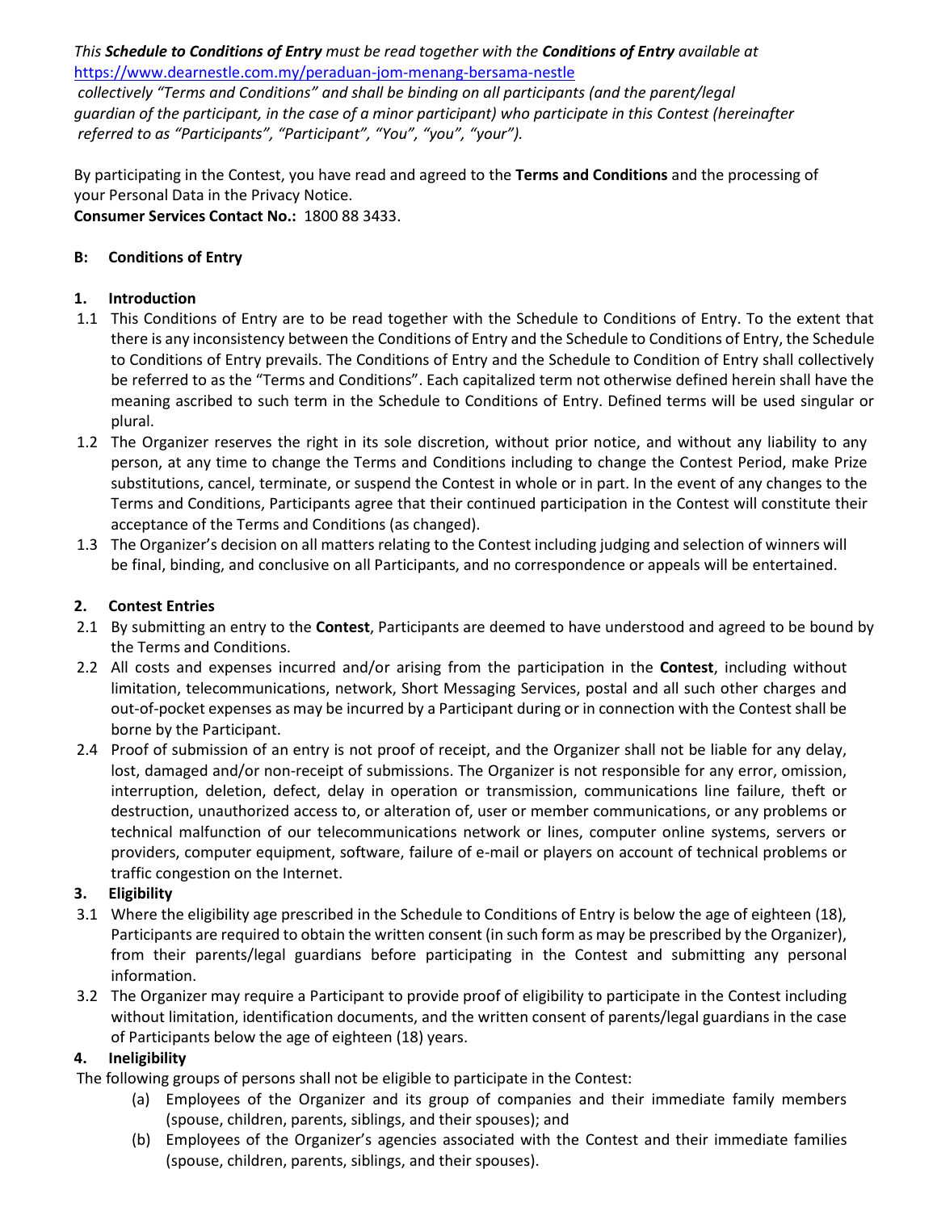*This **Schedule to Conditions of Entry** must be read together with the **Conditions of Entry** available at* https://www.dearnestle.com.my/peraduan-jom-menang-bersama-nestle *collectively "Terms and Conditions" and shall be binding on all participants (and the parent/legal guardian of the participant, in the case of a minor participant) who participate in this Contest (hereinafter referred to as "Participants", "Participant", "You", "you", "your").*

By participating in the Contest, you have read and agreed to the **Terms and Conditions** and the processing of your Personal Data in the Privacy Notice.

**Consumer Services Contact No.:** 1800 88 3433.

## B: Conditions of Entry

### 1. Introduction

1.1 This Conditions of Entry are to be read together with the Schedule to Conditions of Entry. To the extent that there is any inconsistency between the Conditions of Entry and the Schedule to Conditions of Entry, the Schedule to Conditions of Entry prevails. The Conditions of Entry and the Schedule to Condition of Entry shall collectively be referred to as the "Terms and Conditions". Each capitalized term not otherwise defined herein shall have the meaning ascribed to such term in the Schedule to Conditions of Entry. Defined terms will be used singular or plural.

1.2 The Organizer reserves the right in its sole discretion, without prior notice, and without any liability to any person, at any time to change the Terms and Conditions including to change the Contest Period, make Prize substitutions, cancel, terminate, or suspend the Contest in whole or in part. In the event of any changes to the Terms and Conditions, Participants agree that their continued participation in the Contest will constitute their acceptance of the Terms and Conditions (as changed).

1.3 The Organizer's decision on all matters relating to the Contest including judging and selection of winners will be final, binding, and conclusive on all Participants, and no correspondence or appeals will be entertained.

### 2. Contest Entries

2.1 By submitting an entry to the **Contest**, Participants are deemed to have understood and agreed to be bound by the Terms and Conditions.

2.2 All costs and expenses incurred and/or arising from the participation in the **Contest**, including without limitation, telecommunications, network, Short Messaging Services, postal and all such other charges and out-of-pocket expenses as may be incurred by a Participant during or in connection with the Contest shall be borne by the Participant.

2.4 Proof of submission of an entry is not proof of receipt, and the Organizer shall not be liable for any delay, lost, damaged and/or non-receipt of submissions. The Organizer is not responsible for any error, omission, interruption, deletion, defect, delay in operation or transmission, communications line failure, theft or destruction, unauthorized access to, or alteration of, user or member communications, or any problems or technical malfunction of our telecommunications network or lines, computer online systems, servers or providers, computer equipment, software, failure of e-mail or players on account of technical problems or traffic congestion on the Internet.

### 3. Eligibility

3.1 Where the eligibility age prescribed in the Schedule to Conditions of Entry is below the age of eighteen (18), Participants are required to obtain the written consent (in such form as may be prescribed by the Organizer), from their parents/legal guardians before participating in the Contest and submitting any personal information.

3.2 The Organizer may require a Participant to provide proof of eligibility to participate in the Contest including without limitation, identification documents, and the written consent of parents/legal guardians in the case of Participants below the age of eighteen (18) years.

### 4. Ineligibility

The following groups of persons shall not be eligible to participate in the Contest:

(a) Employees of the Organizer and its group of companies and their immediate family members (spouse, children, parents, siblings, and their spouses); and

(b) Employees of the Organizer's agencies associated with the Contest and their immediate families (spouse, children, parents, siblings, and their spouses).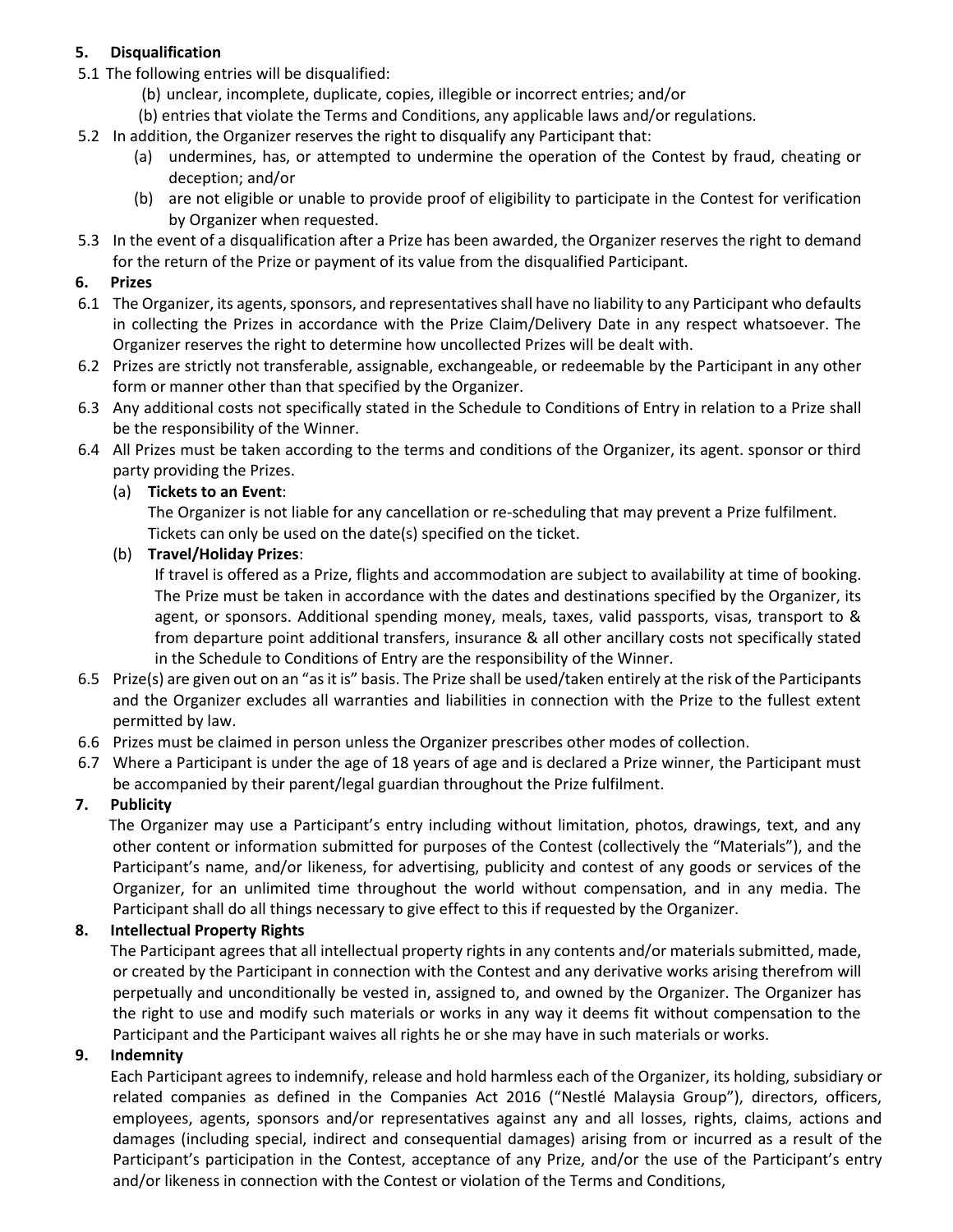**5. Disqualification**

5.1 The following entries will be disqualified:

(b) unclear, incomplete, duplicate, copies, illegible or incorrect entries; and/or

(b) entries that violate the Terms and Conditions, any applicable laws and/or regulations.

5.2 In addition, the Organizer reserves the right to disqualify any Participant that:

(a) undermines, has, or attempted to undermine the operation of the Contest by fraud, cheating or deception; and/or

(b) are not eligible or unable to provide proof of eligibility to participate in the Contest for verification by Organizer when requested.

5.3 In the event of a disqualification after a Prize has been awarded, the Organizer reserves the right to demand for the return of the Prize or payment of its value from the disqualified Participant.

**6. Prizes**

6.1 The Organizer, its agents, sponsors, and representatives shall have no liability to any Participant who defaults in collecting the Prizes in accordance with the Prize Claim/Delivery Date in any respect whatsoever. The Organizer reserves the right to determine how uncollected Prizes will be dealt with.

6.2 Prizes are strictly not transferable, assignable, exchangeable, or redeemable by the Participant in any other form or manner other than that specified by the Organizer.

6.3 Any additional costs not specifically stated in the Schedule to Conditions of Entry in relation to a Prize shall be the responsibility of the Winner.

6.4 All Prizes must be taken according to the terms and conditions of the Organizer, its agent. sponsor or third party providing the Prizes.

(a) **Tickets to an Event**:
The Organizer is not liable for any cancellation or re-scheduling that may prevent a Prize fulfilment. Tickets can only be used on the date(s) specified on the ticket.

(b) **Travel/Holiday Prizes**:
If travel is offered as a Prize, flights and accommodation are subject to availability at time of booking. The Prize must be taken in accordance with the dates and destinations specified by the Organizer, its agent, or sponsors. Additional spending money, meals, taxes, valid passports, visas, transport to & from departure point additional transfers, insurance & all other ancillary costs not specifically stated in the Schedule to Conditions of Entry are the responsibility of the Winner.

6.5 Prize(s) are given out on an "as it is" basis. The Prize shall be used/taken entirely at the risk of the Participants and the Organizer excludes all warranties and liabilities in connection with the Prize to the fullest extent permitted by law.

6.6 Prizes must be claimed in person unless the Organizer prescribes other modes of collection.

6.7 Where a Participant is under the age of 18 years of age and is declared a Prize winner, the Participant must be accompanied by their parent/legal guardian throughout the Prize fulfilment.

**7. Publicity**

The Organizer may use a Participant's entry including without limitation, photos, drawings, text, and any other content or information submitted for purposes of the Contest (collectively the "Materials"), and the Participant's name, and/or likeness, for advertising, publicity and contest of any goods or services of the Organizer, for an unlimited time throughout the world without compensation, and in any media. The Participant shall do all things necessary to give effect to this if requested by the Organizer.

**8. Intellectual Property Rights**

The Participant agrees that all intellectual property rights in any contents and/or materials submitted, made, or created by the Participant in connection with the Contest and any derivative works arising therefrom will perpetually and unconditionally be vested in, assigned to, and owned by the Organizer. The Organizer has the right to use and modify such materials or works in any way it deems fit without compensation to the Participant and the Participant waives all rights he or she may have in such materials or works.

**9. Indemnity**

Each Participant agrees to indemnify, release and hold harmless each of the Organizer, its holding, subsidiary or related companies as defined in the Companies Act 2016 ("Nestlé Malaysia Group"), directors, officers, employees, agents, sponsors and/or representatives against any and all losses, rights, claims, actions and damages (including special, indirect and consequential damages) arising from or incurred as a result of the Participant's participation in the Contest, acceptance of any Prize, and/or the use of the Participant's entry and/or likeness in connection with the Contest or violation of the Terms and Conditions,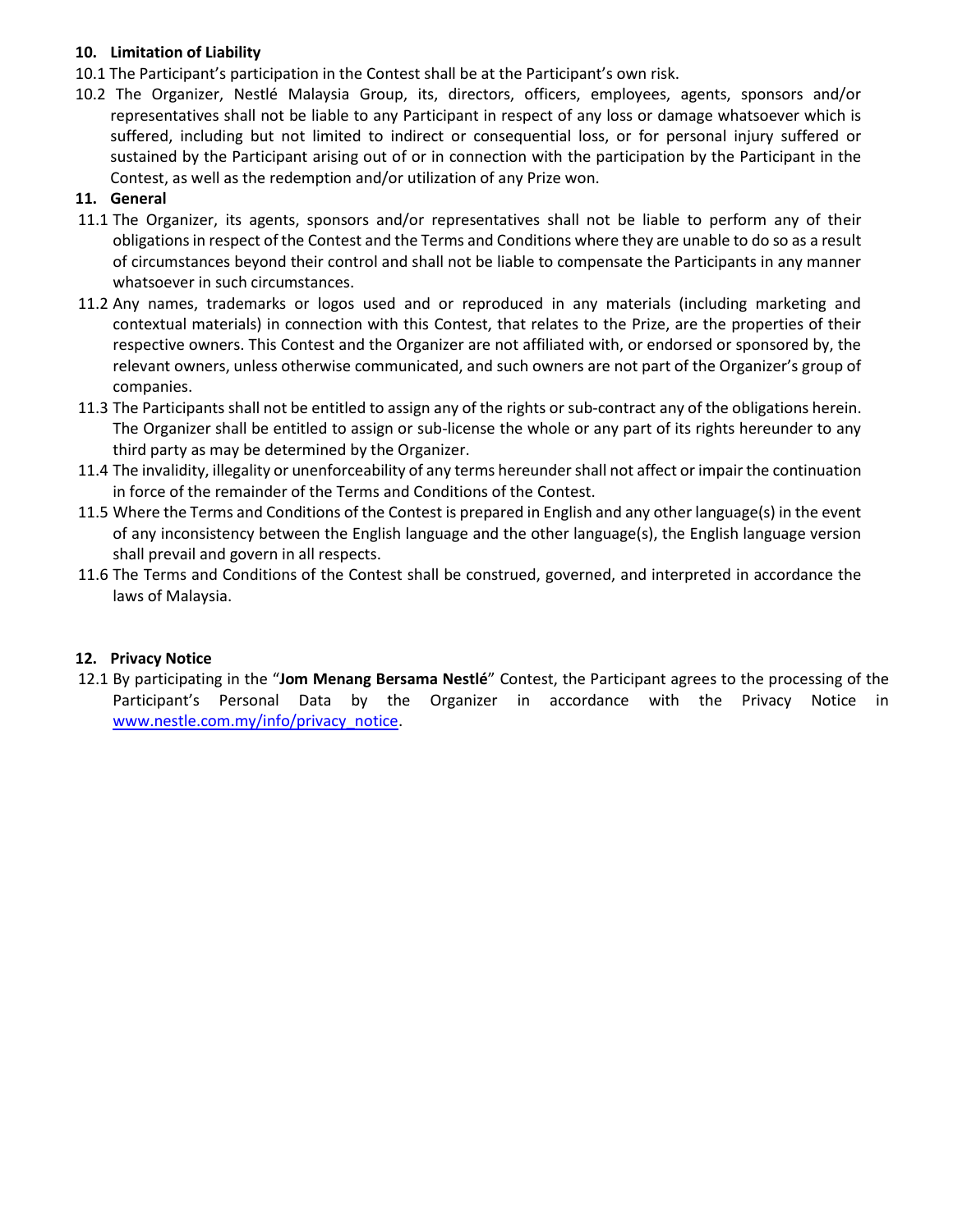**10. Limitation of Liability**

10.1 The Participant's participation in the Contest shall be at the Participant's own risk.

10.2 The Organizer, Nestlé Malaysia Group, its, directors, officers, employees, agents, sponsors and/or representatives shall not be liable to any Participant in respect of any loss or damage whatsoever which is suffered, including but not limited to indirect or consequential loss, or for personal injury suffered or sustained by the Participant arising out of or in connection with the participation by the Participant in the Contest, as well as the redemption and/or utilization of any Prize won.

**11. General**

11.1 The Organizer, its agents, sponsors and/or representatives shall not be liable to perform any of their obligations in respect of the Contest and the Terms and Conditions where they are unable to do so as a result of circumstances beyond their control and shall not be liable to compensate the Participants in any manner whatsoever in such circumstances.

11.2 Any names, trademarks or logos used and or reproduced in any materials (including marketing and contextual materials) in connection with this Contest, that relates to the Prize, are the properties of their respective owners. This Contest and the Organizer are not affiliated with, or endorsed or sponsored by, the relevant owners, unless otherwise communicated, and such owners are not part of the Organizer's group of companies.

11.3 The Participants shall not be entitled to assign any of the rights or sub-contract any of the obligations herein. The Organizer shall be entitled to assign or sub-license the whole or any part of its rights hereunder to any third party as may be determined by the Organizer.

11.4 The invalidity, illegality or unenforceability of any terms hereunder shall not affect or impair the continuation in force of the remainder of the Terms and Conditions of the Contest.

11.5 Where the Terms and Conditions of the Contest is prepared in English and any other language(s) in the event of any inconsistency between the English language and the other language(s), the English language version shall prevail and govern in all respects.

11.6 The Terms and Conditions of the Contest shall be construed, governed, and interpreted in accordance the laws of Malaysia.

**12. Privacy Notice**

12.1 By participating in the "**Jom Menang Bersama Nestlé**" Contest, the Participant agrees to the processing of the Participant's Personal Data by the Organizer in accordance with the Privacy Notice in www.nestle.com.my/info/privacy_notice.